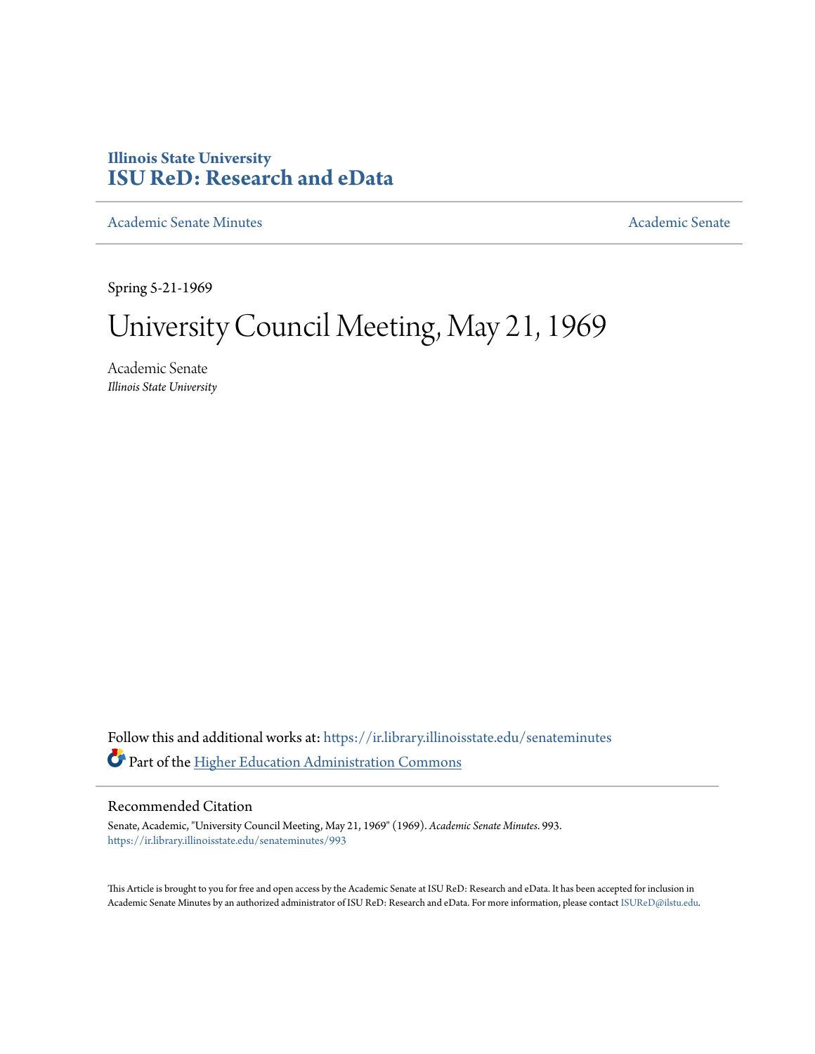# Illinois State University
# ISU ReD: Research and eData

Academic Senate Minutes | Academic Senate

Spring 5-21-1969

# University Council Meeting, May 21, 1969

Academic Senate
*Illinois State University*

Follow this and additional works at: https://ir.library.illinoisstate.edu/senateminutes

Part of the Higher Education Administration Commons

## Recommended Citation

Senate, Academic, "University Council Meeting, May 21, 1969" (1969). *Academic Senate Minutes*. 993.
https://ir.library.illinoisstate.edu/senateminutes/993

This Article is brought to you for free and open access by the Academic Senate at ISU ReD: Research and eData. It has been accepted for inclusion in Academic Senate Minutes by an authorized administrator of ISU ReD: Research and eData. For more information, please contact ISUReD@ilstu.edu.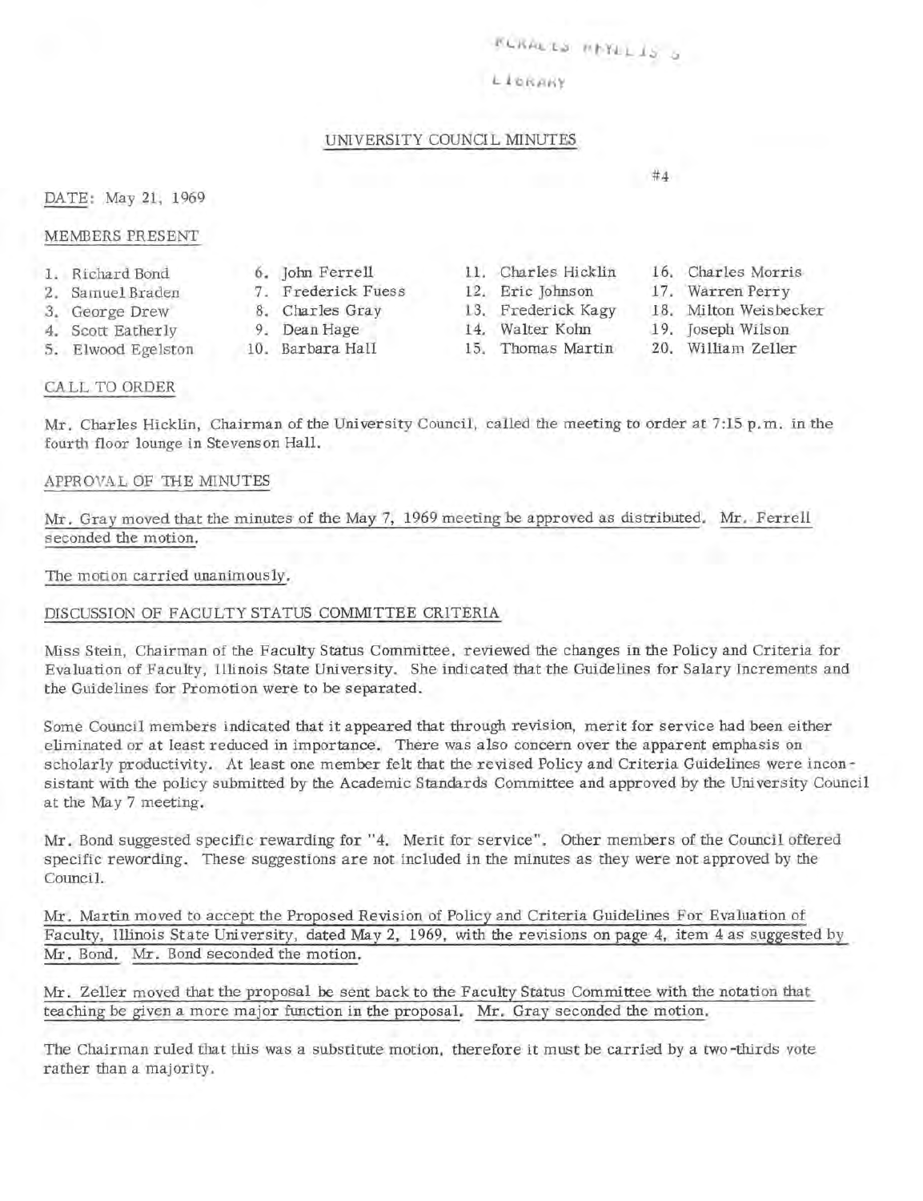FLORALES PHYLLIS
LIBRARY

## UNIVERSITY COUNCIL MINUTES

#4

DATE: May 21, 1969

MEMBERS PRESENT

1. Richard Bond
2. Samuel Braden
3. George Drew
4. Scott Eatherly
5. Elwood Egelston
6. John Ferrell
7. Frederick Fuess
8. Charles Gray
9. Dean Hage
10. Barbara Hall
11. Charles Hicklin
12. Eric Johnson
13. Frederick Kagy
14. Walter Kohn
15. Thomas Martin
16. Charles Morris
17. Warren Perry
18. Milton Weisbecker
19. Joseph Wilson
20. William Zeller

CALL TO ORDER

Mr. Charles Hicklin, Chairman of the University Council, called the meeting to order at 7:15 p.m. in the fourth floor lounge in Stevenson Hall.

APPROVAL OF THE MINUTES

Mr. Gray moved that the minutes of the May 7, 1969 meeting be approved as distributed. Mr. Ferrell seconded the motion.

The motion carried unanimously.

DISCUSSION OF FACULTY STATUS COMMITTEE CRITERIA

Miss Stein, Chairman of the Faculty Status Committee, reviewed the changes in the Policy and Criteria for Evaluation of Faculty, Illinois State University. She indicated that the Guidelines for Salary Increments and the Guidelines for Promotion were to be separated.

Some Council members indicated that it appeared that through revision, merit for service had been either eliminated or at least reduced in importance. There was also concern over the apparent emphasis on scholarly productivity. At least one member felt that the revised Policy and Criteria Guidelines were inconsistant with the policy submitted by the Academic Standards Committee and approved by the University Council at the May 7 meeting.

Mr. Bond suggested specific rewarding for "4. Merit for service". Other members of the Council offered specific rewording. These suggestions are not included in the minutes as they were not approved by the Council.

Mr. Martin moved to accept the Proposed Revision of Policy and Criteria Guidelines For Evaluation of Faculty, Illinois State University, dated May 2, 1969, with the revisions on page 4, item 4 as suggested by Mr. Bond. Mr. Bond seconded the motion.

Mr. Zeller moved that the proposal be sent back to the Faculty Status Committee with the notation that teaching be given a more major function in the proposal. Mr. Gray seconded the motion.

The Chairman ruled that this was a substitute motion, therefore it must be carried by a two-thirds vote rather than a majority.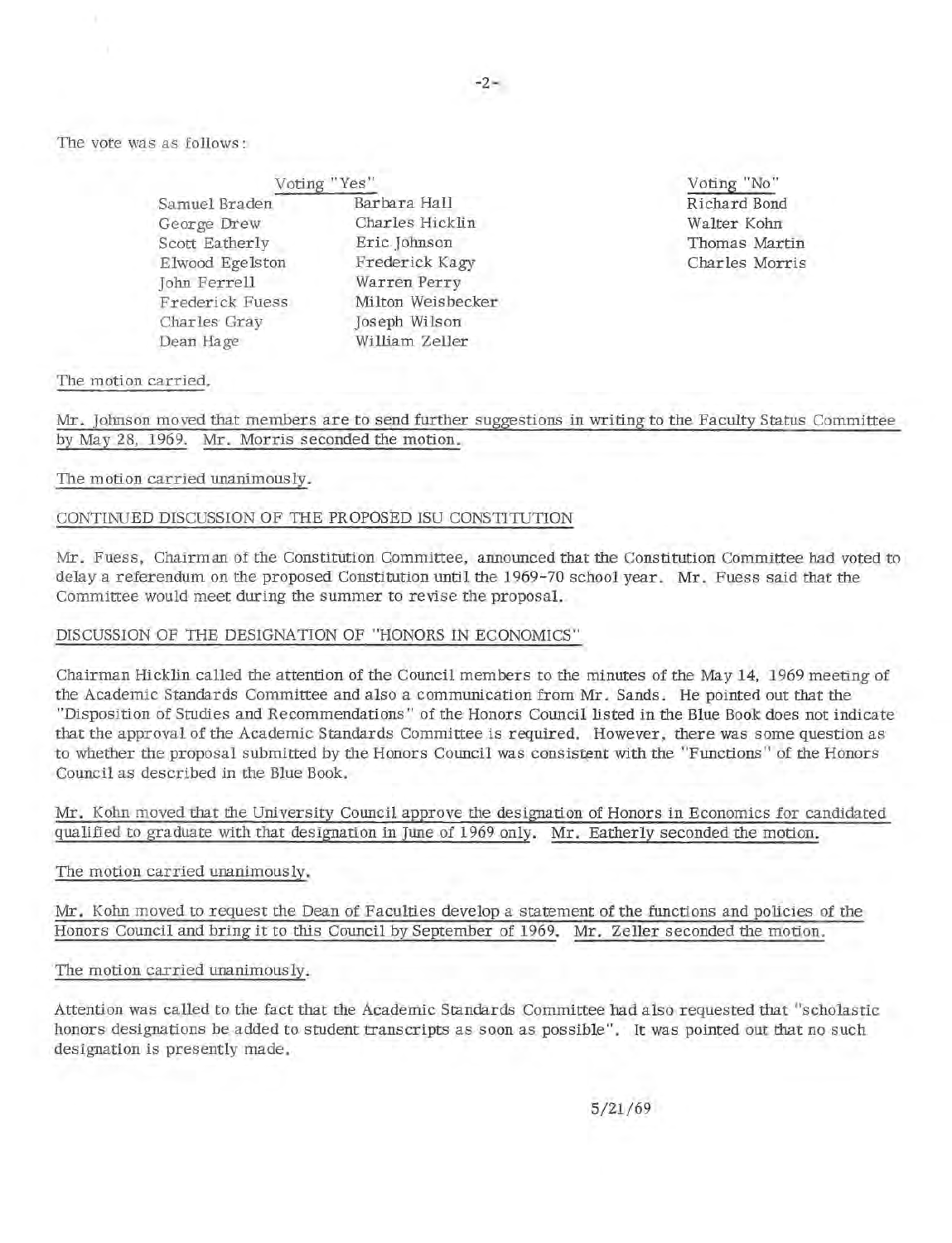The vote was as follows:

| Voting "Yes" | | Voting "No" |
|---|---|---|
| Samuel Braden | Barbara Hall | Richard Bond |
| George Drew | Charles Hicklin | Walter Kohn |
| Scott Eatherly | Eric Johnson | Thomas Martin |
| Elwood Egelston | Frederick Kagy | Charles Morris |
| John Ferrell | Warren Perry | |
| Frederick Fuess | Milton Weisbecker | |
| Charles Gray | Joseph Wilson | |
| Dean Hage | William Zeller | |

The motion carried.

Mr. Johnson moved that members are to send further suggestions in writing to the Faculty Status Committee by May 28, 1969. Mr. Morris seconded the motion.

The motion carried unanimously.

## CONTINUED DISCUSSION OF THE PROPOSED ISU CONSTITUTION

Mr. Fuess, Chairman of the Constitution Committee, announced that the Constitution Committee had voted to delay a referendum on the proposed Constitution until the 1969-70 school year. Mr. Fuess said that the Committee would meet during the summer to revise the proposal.

## DISCUSSION OF THE DESIGNATION OF "HONORS IN ECONOMICS"

Chairman Hicklin called the attention of the Council members to the minutes of the May 14, 1969 meeting of the Academic Standards Committee and also a communication from Mr. Sands. He pointed out that the "Disposition of Studies and Recommendations" of the Honors Council listed in the Blue Book does not indicate that the approval of the Academic Standards Committee is required. However, there was some question as to whether the proposal submitted by the Honors Council was consistent with the "Functions" of the Honors Council as described in the Blue Book.

Mr. Kohn moved that the University Council approve the designation of Honors in Economics for candidated qualified to graduate with that designation in June of 1969 only. Mr. Eatherly seconded the motion.

The motion carried unanimously.

Mr. Kohn moved to request the Dean of Faculties develop a statement of the functions and policies of the Honors Council and bring it to this Council by September of 1969. Mr. Zeller seconded the motion.

The motion carried unanimously.

Attention was called to the fact that the Academic Standards Committee had also requested that "scholastic honors designations be added to student transcripts as soon as possible". It was pointed out that no such designation is presently made.

5/21/69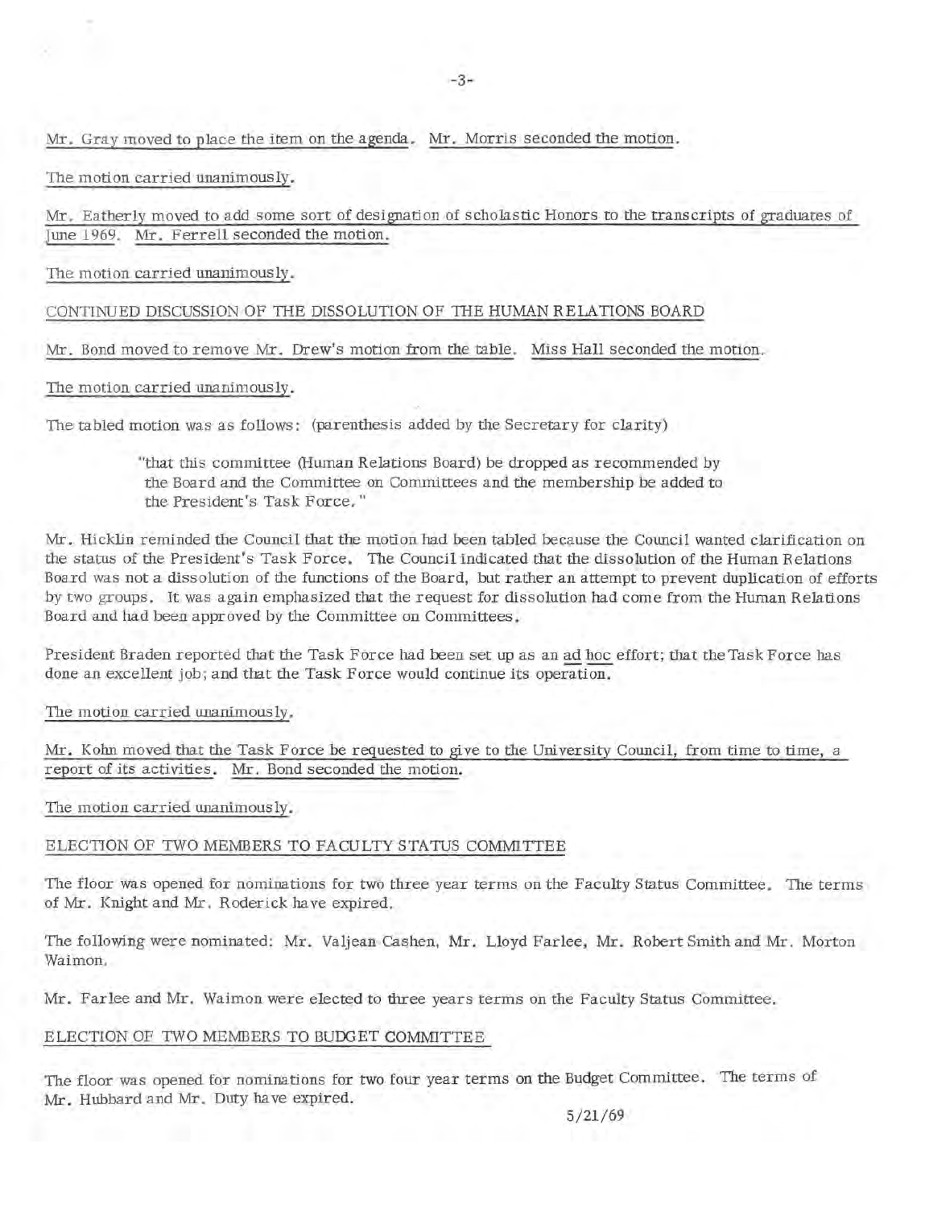Mr. Gray moved to place the item on the agenda. Mr. Morris seconded the motion.

The motion carried unanimously.

Mr. Eatherly moved to add some sort of designation of scholastic Honors to the transcripts of graduates of June 1969. Mr. Ferrell seconded the motion.

The motion carried unanimously.

## CONTINUED DISCUSSION OF THE DISSOLUTION OF THE HUMAN RELATIONS BOARD

Mr. Bond moved to remove Mr. Drew's motion from the table. Miss Hall seconded the motion.

The motion carried unanimously.

The tabled motion was as follows: (parenthesis added by the Secretary for clarity)

> "that this committee (Human Relations Board) be dropped as recommended by the Board and the Committee on Committees and the membership be added to the President's Task Force."

Mr. Hicklin reminded the Council that the motion had been tabled because the Council wanted clarification on the status of the President's Task Force. The Council indicated that the dissolution of the Human Relations Board was not a dissolution of the functions of the Board, but rather an attempt to prevent duplication of efforts by two groups. It was again emphasized that the request for dissolution had come from the Human Relations Board and had been approved by the Committee on Committees.

President Braden reported that the Task Force had been set up as an ad hoc effort; that the Task Force has done an excellent job; and that the Task Force would continue its operation.

The motion carried unanimously.

Mr. Kohn moved that the Task Force be requested to give to the University Council, from time to time, a report of its activities. Mr. Bond seconded the motion.

The motion carried unanimously.

## ELECTION OF TWO MEMBERS TO FACULTY STATUS COMMITTEE

The floor was opened for nominations for two three year terms on the Faculty Status Committee. The terms of Mr. Knight and Mr. Roderick have expired.

The following were nominated: Mr. Valjean Cashen, Mr. Lloyd Farlee, Mr. Robert Smith and Mr. Morton Waimon.

Mr. Farlee and Mr. Waimon were elected to three years terms on the Faculty Status Committee.

## ELECTION OF TWO MEMBERS TO BUDGET COMMITTEE

The floor was opened for nominations for two four year terms on the Budget Committee. The terms of Mr. Hubbard and Mr. Duty have expired.

5/21/69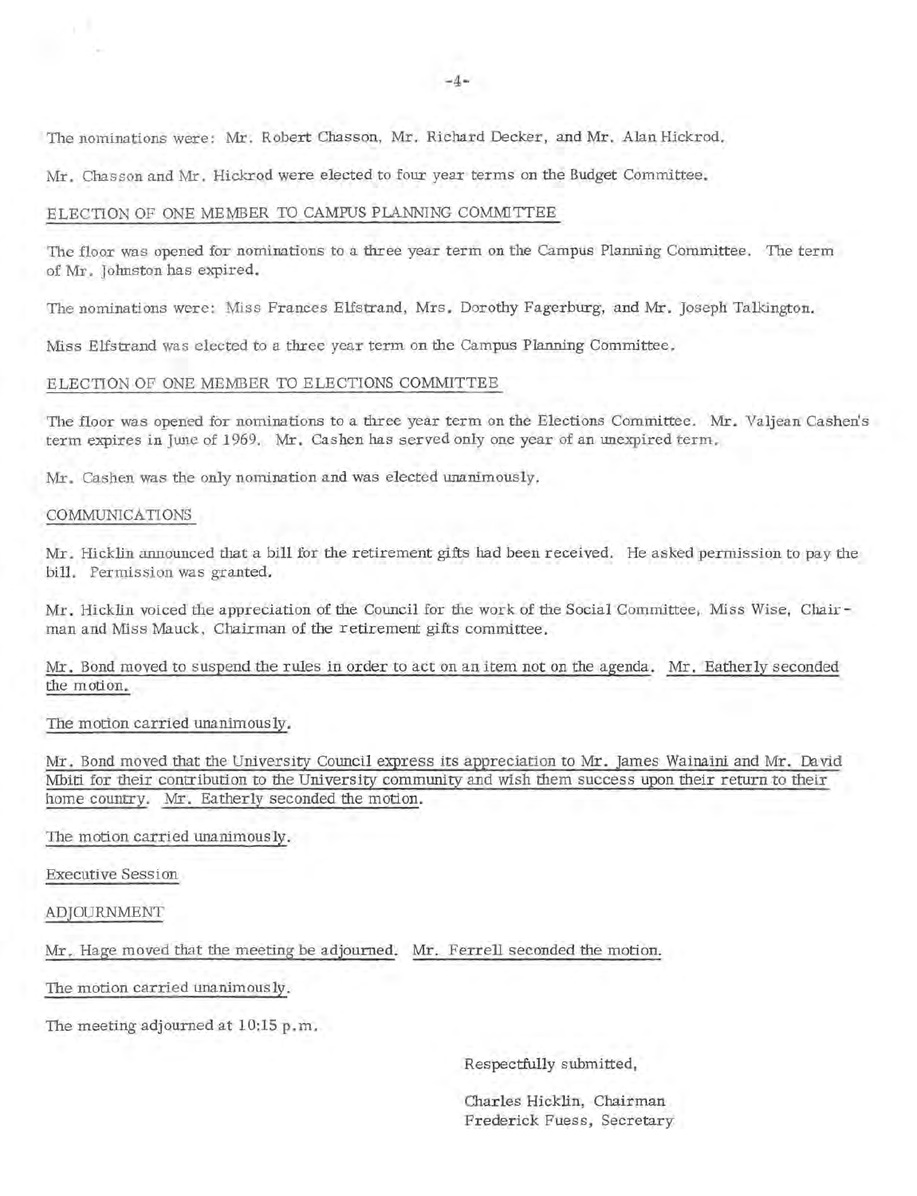The nominations were: Mr. Robert Chasson, Mr. Richard Decker, and Mr. Alan Hickrod.

Mr. Chasson and Mr. Hickrod were elected to four year terms on the Budget Committee.

ELECTION OF ONE MEMBER TO CAMPUS PLANNING COMMITTEE

The floor was opened for nominations to a three year term on the Campus Planning Committee. The term of Mr. Johnston has expired.

The nominations were: Miss Frances Elfstrand, Mrs. Dorothy Fagerburg, and Mr. Joseph Talkington.

Miss Elfstrand was elected to a three year term on the Campus Planning Committee.

ELECTION OF ONE MEMBER TO ELECTIONS COMMITTEE

The floor was opened for nominations to a three year term on the Elections Committee. Mr. Valjean Cashen's term expires in June of 1969. Mr. Cashen has served only one year of an unexpired term.

Mr. Cashen was the only nomination and was elected unanimously.

COMMUNICATIONS

Mr. Hicklin announced that a bill for the retirement gifts had been received. He asked permission to pay the bill. Permission was granted.

Mr. Hicklin voiced the appreciation of the Council for the work of the Social Committee, Miss Wise, Chairman and Miss Mauck, Chairman of the retirement gifts committee.

Mr. Bond moved to suspend the rules in order to act on an item not on the agenda. Mr. Eatherly seconded the motion.

The motion carried unanimously.

Mr. Bond moved that the University Council express its appreciation to Mr. James Wainaini and Mr. David Mbiti for their contribution to the University community and wish them success upon their return to their home country. Mr. Eatherly seconded the motion.

The motion carried unanimously.

Executive Session

ADJOURNMENT

Mr. Hage moved that the meeting be adjourned. Mr. Ferrell seconded the motion.

The motion carried unanimously.

The meeting adjourned at 10:15 p.m.

Respectfully submitted,

Charles Hicklin, Chairman
Frederick Fuess, Secretary